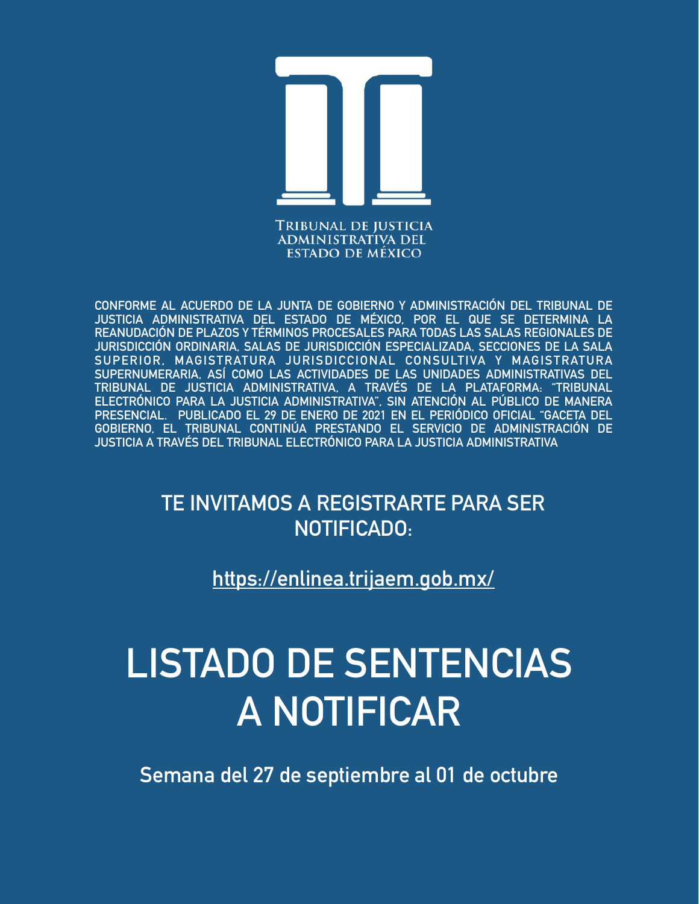TRIBUNAL DE JUSTICIA ADMINISTRATIVA DEL ESTADO DE MÉXICO

CONFORME AL ACUERDO DE LA JUNTA DE GOBIERNO Y ADMINISTRACIÓN DEL TRIBUNAL DE JUSTICIA ADMINISTRATIVA DEL ESTADO DE MÉXICO, POR EL QUE SE DETERMINA LA REANUDACIÓN DE PLAZOS Y TÉRMINOS PROCESALES PARA TODAS LAS SALAS REGIONALES DE JURISDICCIÓN ORDINARIA, SALAS DE JURISDICCIÓN ESPECIALIZADA, SECCIONES DE LA SALA SUPERIOR, MAGISTRATURA JURISDICCIONAL CONSULTIVA Y MAGISTRATURA SUPERNUMERARIA, ASÍ COMO LAS ACTIVIDADES DE LAS UNIDADES ADMINISTRATIVAS DEL TRIBUNAL DE JUSTICIA ADMINISTRATIVA, A TRAVÉS DE LA PLATAFORMA: "TRIBUNAL ELECTRÓNICO PARA LA JUSTICIA ADMINISTRATIVA", SIN ATENCIÓN AL PÚBLICO DE MANERA PRESENCIAL. PUBLICADO EL 29 DE ENERO DE 2021 EN EL PERIÓDICO OFICIAL "GACETA DEL GOBIERNO, EL TRIBUNAL CONTINÚA PRESTANDO EL SERVICIO DE ADMINISTRACIÓN DE JUSTICIA A TRAVÉS DEL TRIBUNAL ELECTRÓNICO PARA LA JUSTICIA ADMINISTRATIVA

## TE INVITAMOS A REGISTRARTE PARA SER NOTIFICADO:

https://enlinea.trijaem.gob.mx/

# LISTADO DE SENTENCIAS A NOTIFICAR

**Semana del 27 de septiembre al 01 de octubre**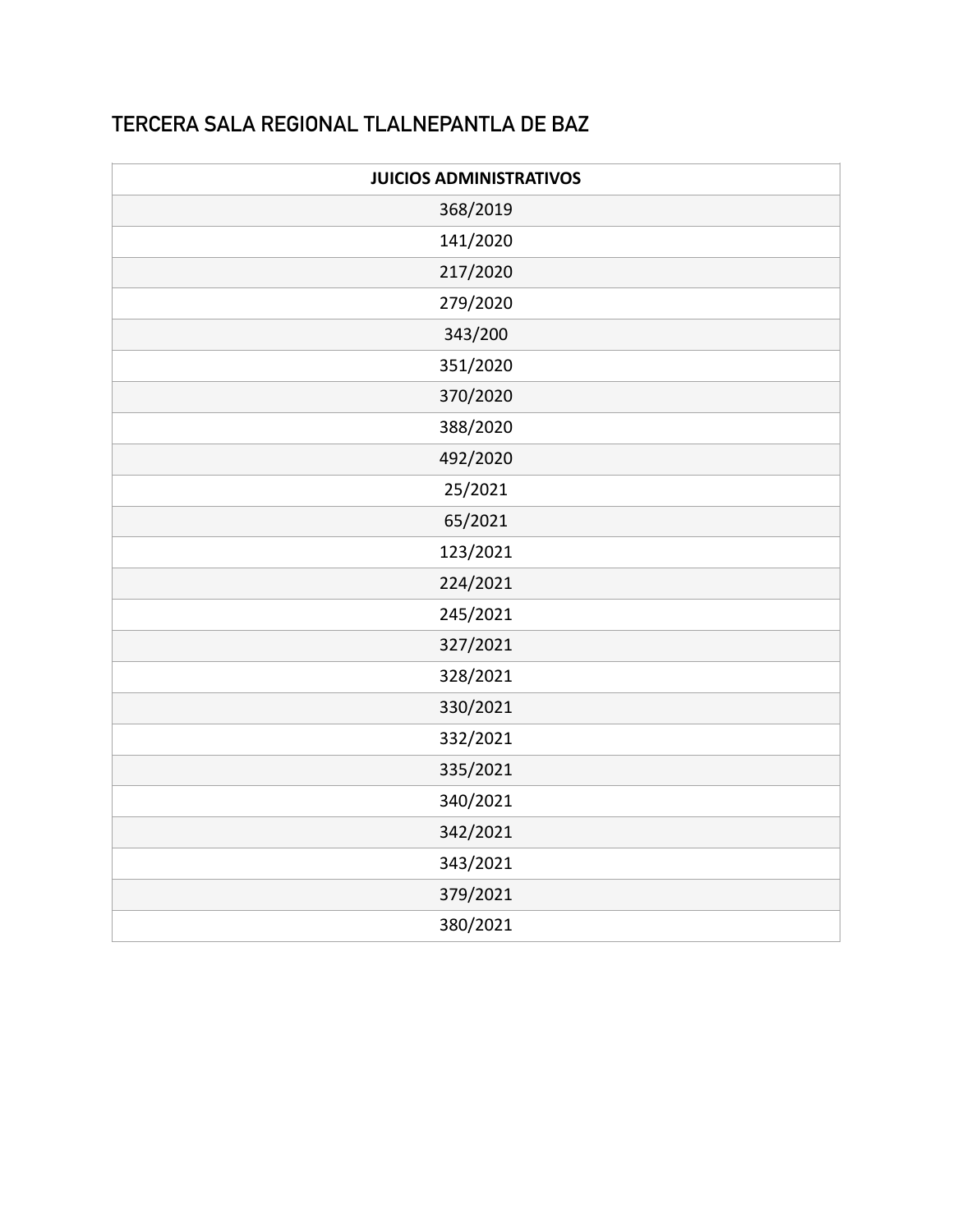## TERCERA SALA REGIONAL TLALNEPANTLA DE BAZ

| JUICIOS ADMINISTRATIVOS |
|---|
| 368/2019 |
| 141/2020 |
| 217/2020 |
| 279/2020 |
| 343/200 |
| 351/2020 |
| 370/2020 |
| 388/2020 |
| 492/2020 |
| 25/2021 |
| 65/2021 |
| 123/2021 |
| 224/2021 |
| 245/2021 |
| 327/2021 |
| 328/2021 |
| 330/2021 |
| 332/2021 |
| 335/2021 |
| 340/2021 |
| 342/2021 |
| 343/2021 |
| 379/2021 |
| 380/2021 |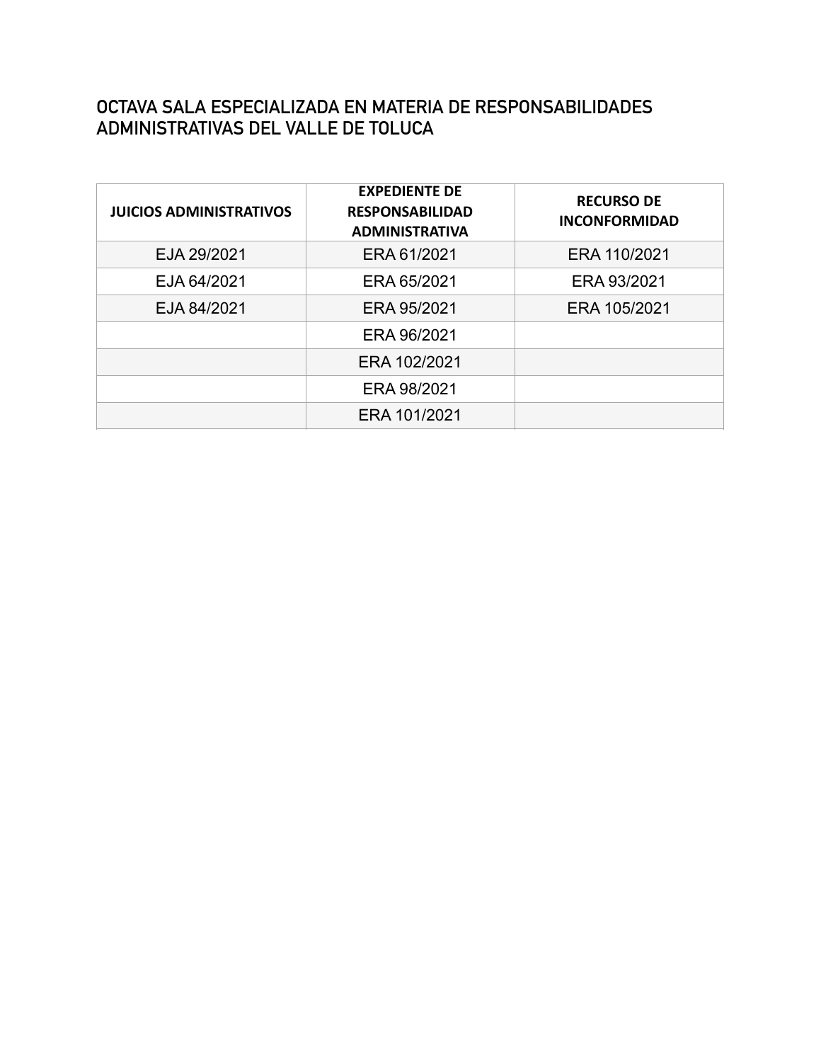## OCTAVA SALA ESPECIALIZADA EN MATERIA DE RESPONSABILIDADES ADMINISTRATIVAS DEL VALLE DE TOLUCA

| JUICIOS ADMINISTRATIVOS | EXPEDIENTE DE RESPONSABILIDAD ADMINISTRATIVA | RECURSO DE INCONFORMIDAD |
|---|---|---|
| EJA 29/2021 | ERA 61/2021 | ERA 110/2021 |
| EJA 64/2021 | ERA 65/2021 | ERA 93/2021 |
| EJA 84/2021 | ERA 95/2021 | ERA 105/2021 |
| | ERA 96/2021 | |
| | ERA 102/2021 | |
| | ERA 98/2021 | |
| | ERA 101/2021 | |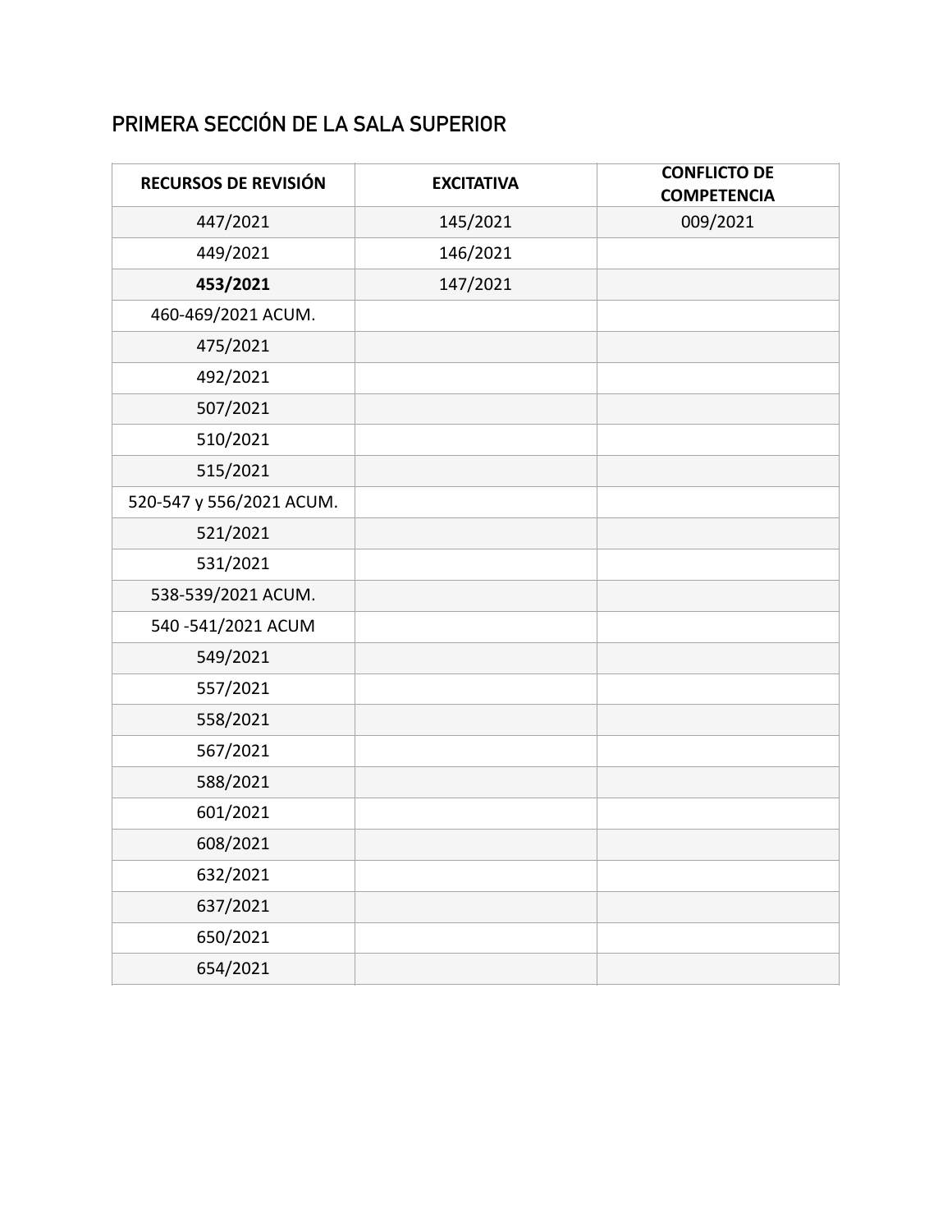## PRIMERA SECCIÓN DE LA SALA SUPERIOR

| RECURSOS DE REVISIÓN | EXCITATIVA | CONFLICTO DE COMPETENCIA |
|---|---|---|
| 447/2021 | 145/2021 | 009/2021 |
| 449/2021 | 146/2021 | |
| **453/2021** | 147/2021 | |
| 460-469/2021 ACUM. | | |
| 475/2021 | | |
| 492/2021 | | |
| 507/2021 | | |
| 510/2021 | | |
| 515/2021 | | |
| 520-547 y 556/2021 ACUM. | | |
| 521/2021 | | |
| 531/2021 | | |
| 538-539/2021 ACUM. | | |
| 540 -541/2021 ACUM | | |
| 549/2021 | | |
| 557/2021 | | |
| 558/2021 | | |
| 567/2021 | | |
| 588/2021 | | |
| 601/2021 | | |
| 608/2021 | | |
| 632/2021 | | |
| 637/2021 | | |
| 650/2021 | | |
| 654/2021 | | |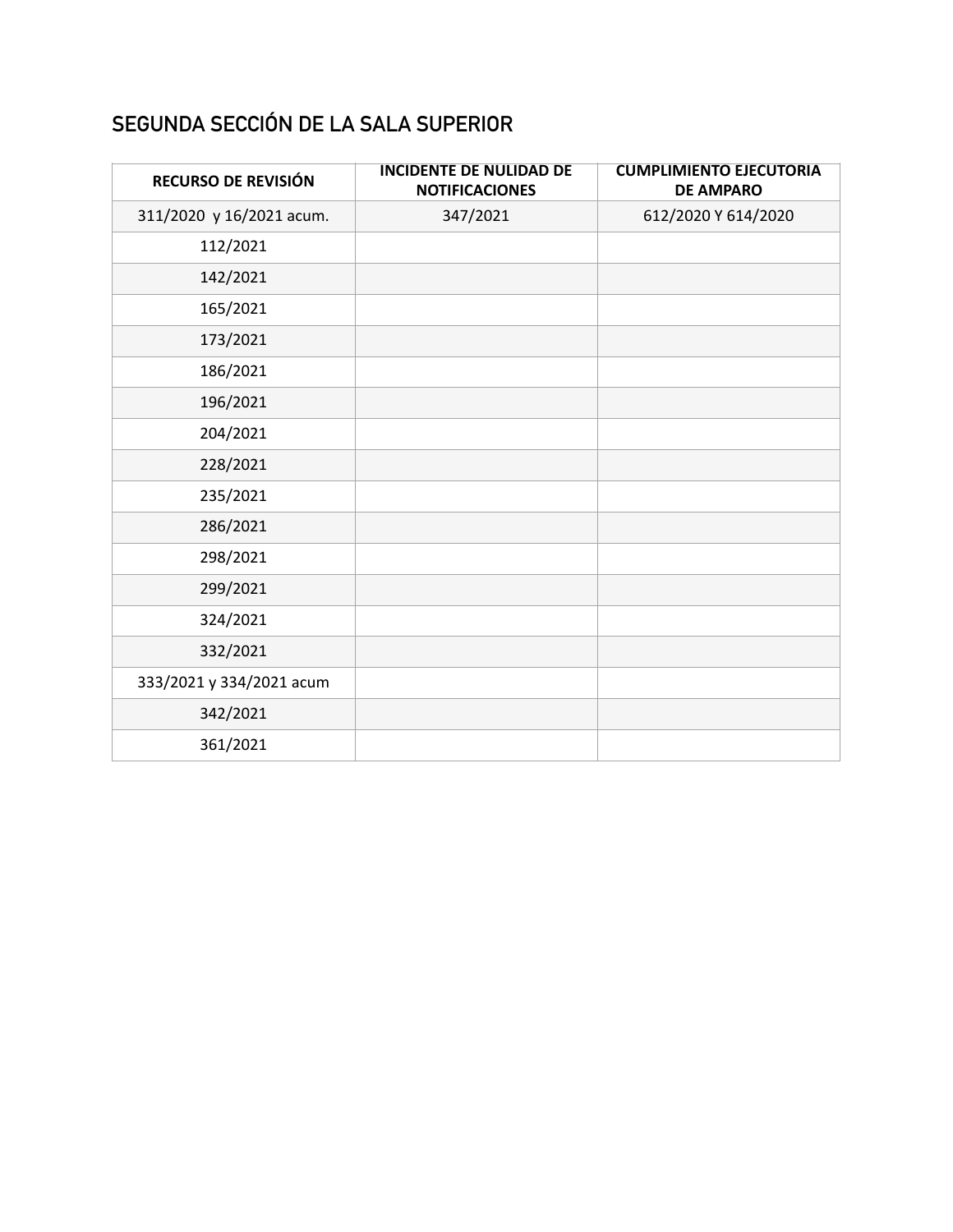## SEGUNDA SECCIÓN DE LA SALA SUPERIOR

| RECURSO DE REVISIÓN | INCIDENTE DE NULIDAD DE NOTIFICACIONES | CUMPLIMIENTO EJECUTORIA DE AMPARO |
|---|---|---|
| 311/2020 y 16/2021 acum. | 347/2021 | 612/2020 Y 614/2020 |
| 112/2021 | | |
| 142/2021 | | |
| 165/2021 | | |
| 173/2021 | | |
| 186/2021 | | |
| 196/2021 | | |
| 204/2021 | | |
| 228/2021 | | |
| 235/2021 | | |
| 286/2021 | | |
| 298/2021 | | |
| 299/2021 | | |
| 324/2021 | | |
| 332/2021 | | |
| 333/2021 y 334/2021 acum | | |
| 342/2021 | | |
| 361/2021 | | |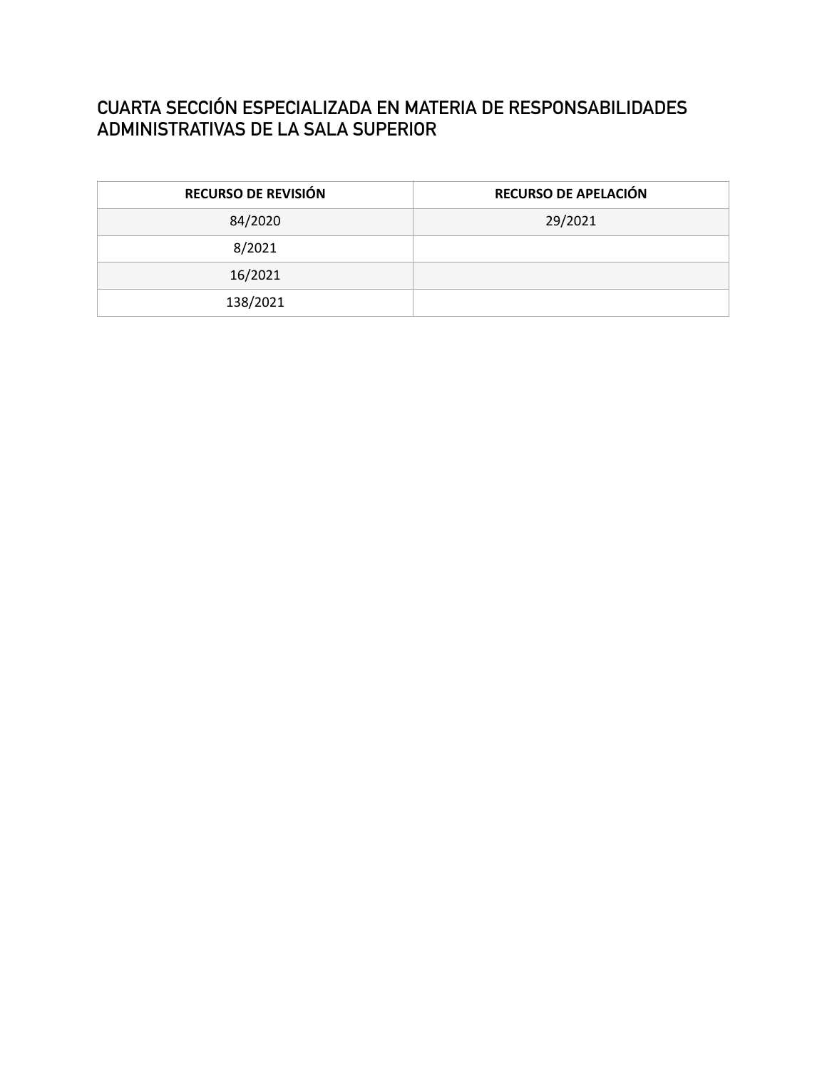## CUARTA SECCIÓN ESPECIALIZADA EN MATERIA DE RESPONSABILIDADES ADMINISTRATIVAS DE LA SALA SUPERIOR

| RECURSO DE REVISIÓN | RECURSO DE APELACIÓN |
|---|---|
| 84/2020 | 29/2021 |
| 8/2021 | |
| 16/2021 | |
| 138/2021 | |